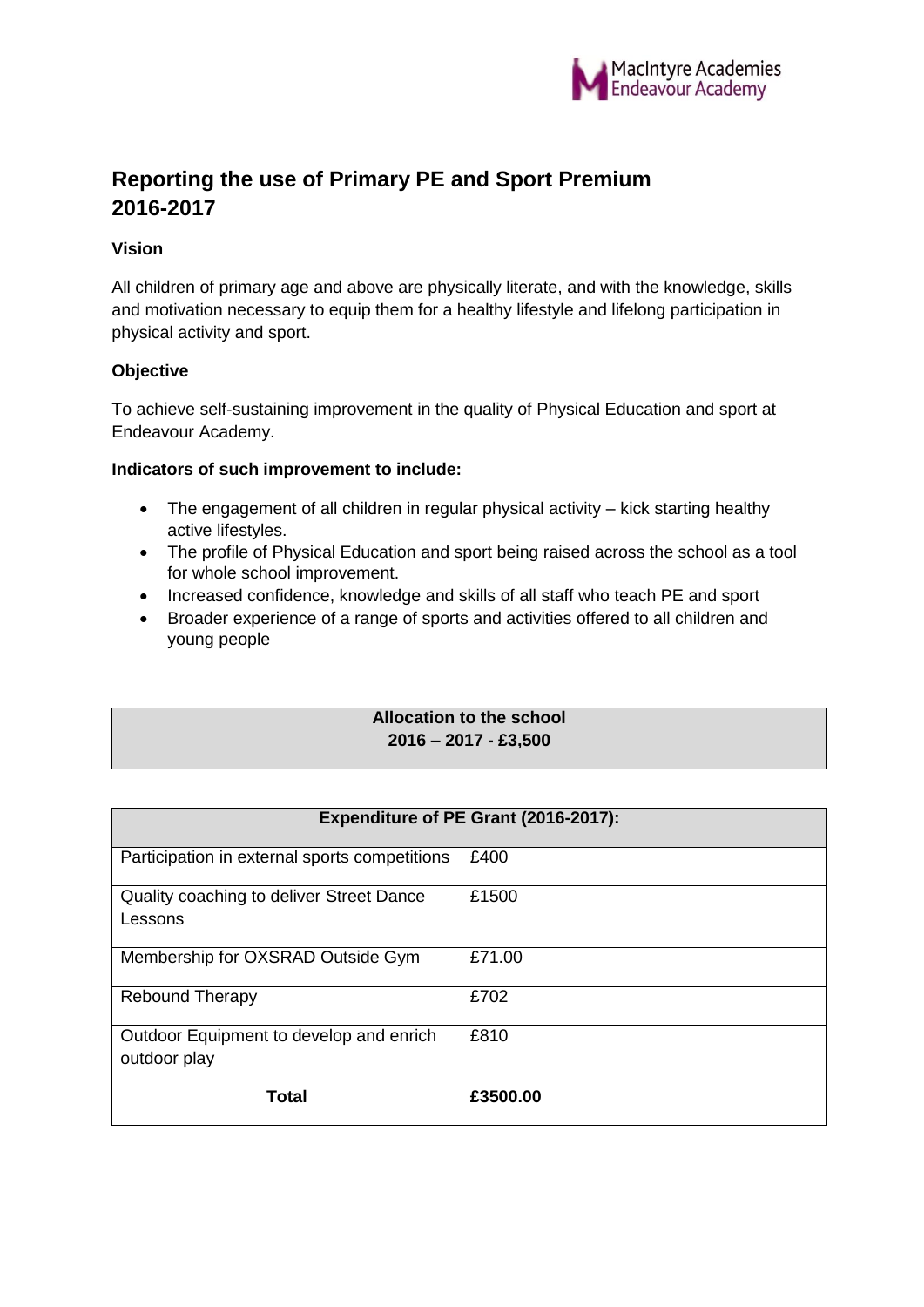MacIntyre Academies
Endeavour Academy

# Reporting the use of Primary PE and Sport Premium 2016-2017

**Vision**

All children of primary age and above are physically literate, and with the knowledge, skills and motivation necessary to equip them for a healthy lifestyle and lifelong participation in physical activity and sport.

**Objective**

To achieve self-sustaining improvement in the quality of Physical Education and sport at Endeavour Academy.

**Indicators of such improvement to include:**

- The engagement of all children in regular physical activity – kick starting healthy active lifestyles.
- The profile of Physical Education and sport being raised across the school as a tool for whole school improvement.
- Increased confidence, knowledge and skills of all staff who teach PE and sport
- Broader experience of a range of sports and activities offered to all children and young people

| **Allocation to the school 2016 – 2017 - £3,500** |
|---|

| **Expenditure of PE Grant (2016-2017):** | |
|---|---|
| Participation in external sports competitions | £400 |
| Quality coaching to deliver Street Dance Lessons | £1500 |
| Membership for OXSRAD Outside Gym | £71.00 |
| Rebound Therapy | £702 |
| Outdoor Equipment to develop and enrich outdoor play | £810 |
| **Total** | **£3500.00** |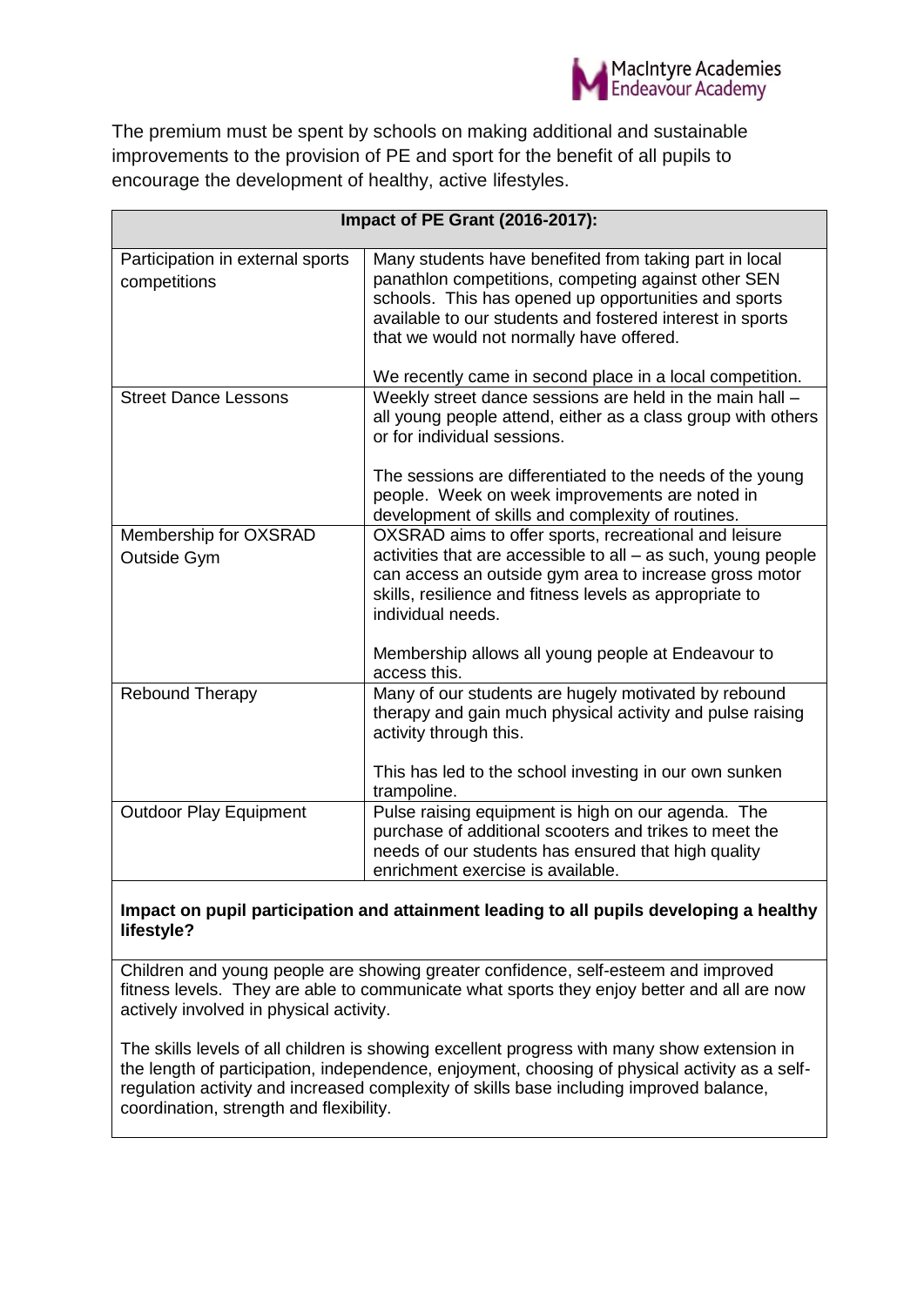The premium must be spent by schools on making additional and sustainable improvements to the provision of PE and sport for the benefit of all pupils to encourage the development of healthy, active lifestyles.

| Impact of PE Grant (2016-2017): | |
|---|---|
| Participation in external sports competitions | Many students have benefited from taking part in local panathlon competitions, competing against other SEN schools. This has opened up opportunities and sports available to our students and fostered interest in sports that we would not normally have offered.<br><br>We recently came in second place in a local competition. |
| Street Dance Lessons | Weekly street dance sessions are held in the main hall – all young people attend, either as a class group with others or for individual sessions.<br><br>The sessions are differentiated to the needs of the young people. Week on week improvements are noted in development of skills and complexity of routines. |
| Membership for OXSRAD Outside Gym | OXSRAD aims to offer sports, recreational and leisure activities that are accessible to all – as such, young people can access an outside gym area to increase gross motor skills, resilience and fitness levels as appropriate to individual needs.<br><br>Membership allows all young people at Endeavour to access this. |
| Rebound Therapy | Many of our students are hugely motivated by rebound therapy and gain much physical activity and pulse raising activity through this.<br><br>This has led to the school investing in our own sunken trampoline. |
| Outdoor Play Equipment | Pulse raising equipment is high on our agenda. The purchase of additional scooters and trikes to meet the needs of our students has ensured that high quality enrichment exercise is available. |

**Impact on pupil participation and attainment leading to all pupils developing a healthy lifestyle?**

Children and young people are showing greater confidence, self-esteem and improved fitness levels. They are able to communicate what sports they enjoy better and all are now actively involved in physical activity.

The skills levels of all children is showing excellent progress with many show extension in the length of participation, independence, enjoyment, choosing of physical activity as a self-regulation activity and increased complexity of skills base including improved balance, coordination, strength and flexibility.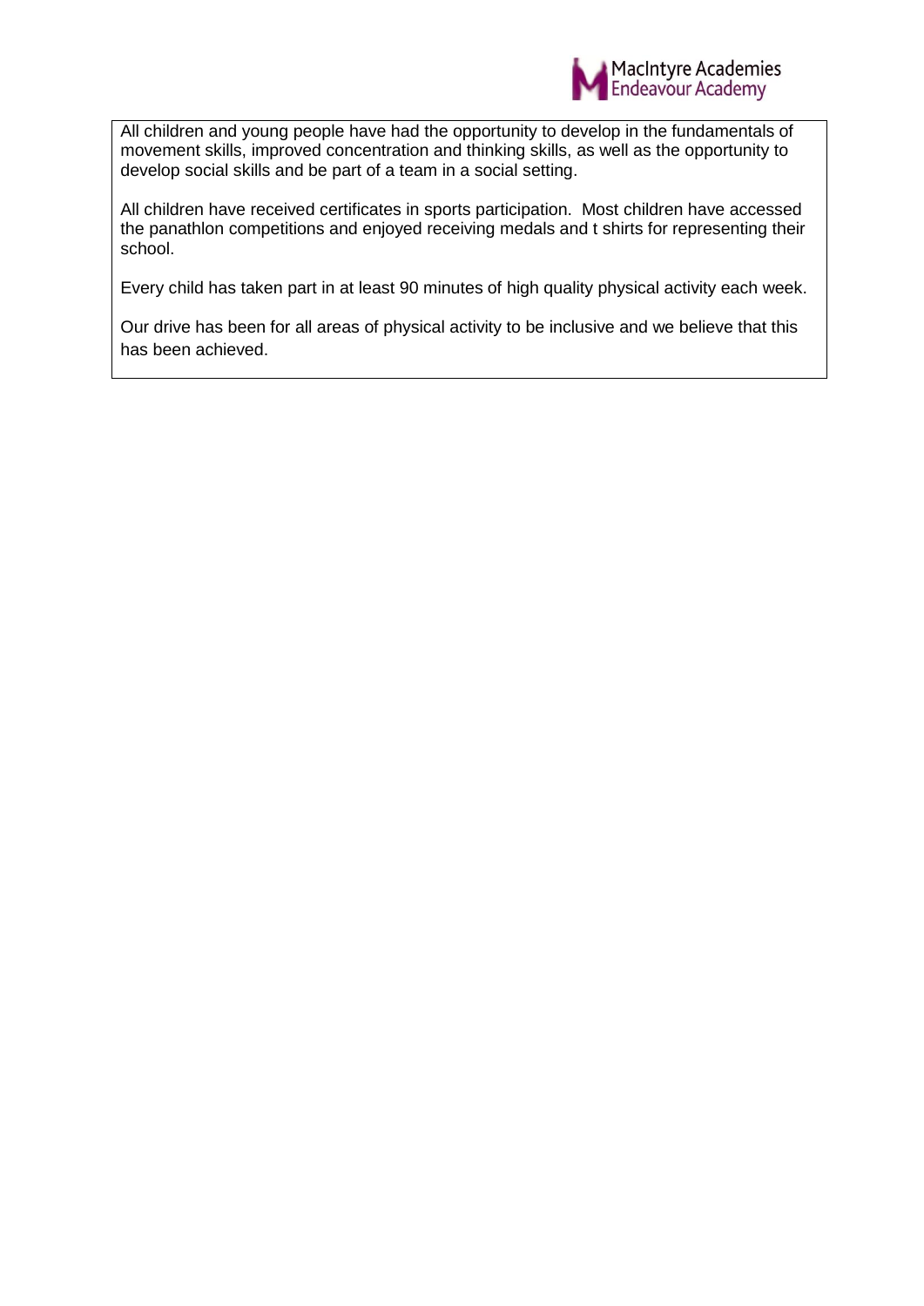All children and young people have had the opportunity to develop in the fundamentals of movement skills, improved concentration and thinking skills, as well as the opportunity to develop social skills and be part of a team in a social setting.

All children have received certificates in sports participation. Most children have accessed the panathlon competitions and enjoyed receiving medals and t shirts for representing their school.

Every child has taken part in at least 90 minutes of high quality physical activity each week.

Our drive has been for all areas of physical activity to be inclusive and we believe that this has been achieved.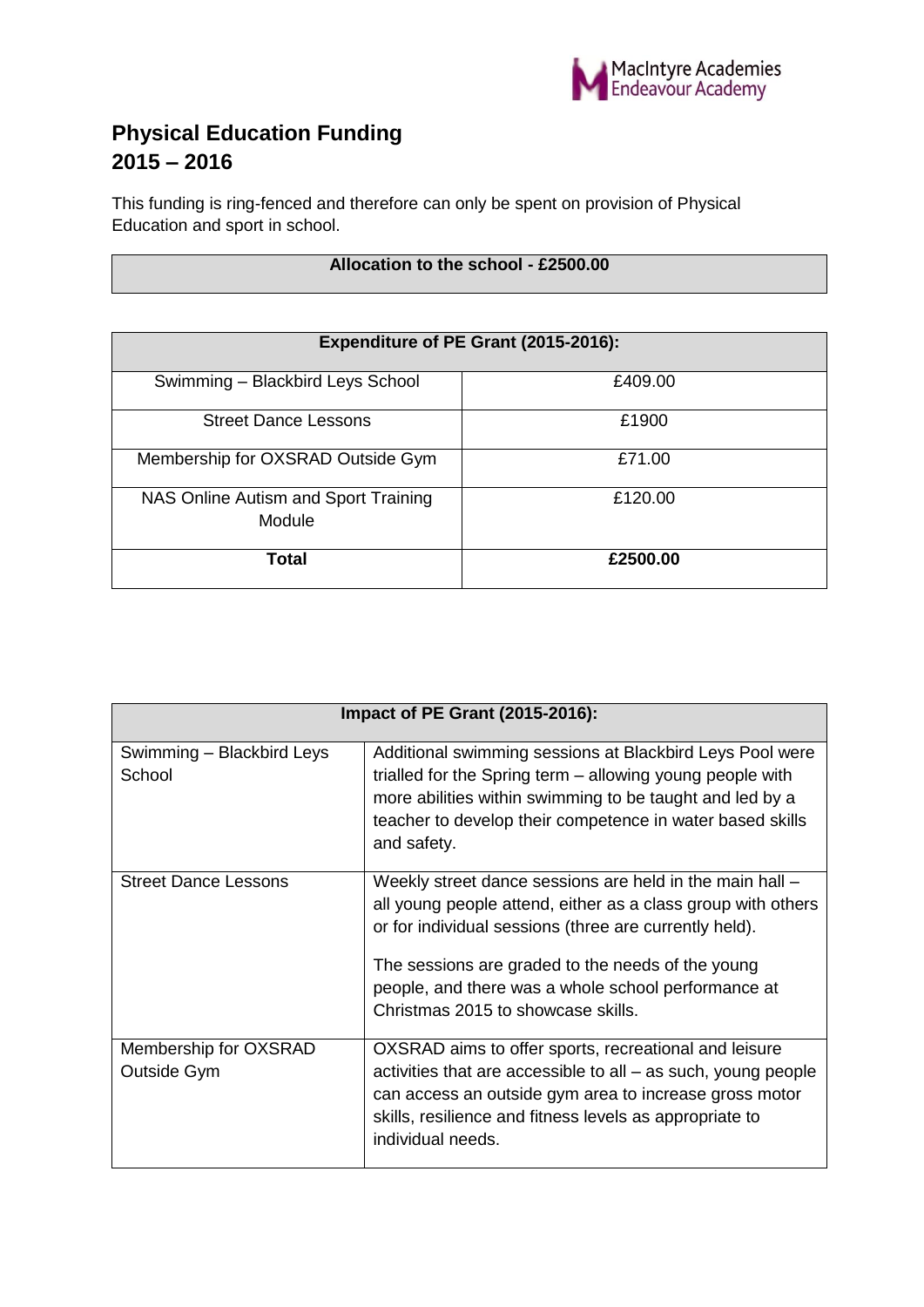MacIntyre Academies
Endeavour Academy

# Physical Education Funding
# 2015 – 2016

This funding is ring-fenced and therefore can only be spent on provision of Physical Education and sport in school.

| **Allocation to the school - £2500.00** |
|---|

| **Expenditure of PE Grant (2015-2016):** | |
|---|---|
| Swimming – Blackbird Leys School | £409.00 |
| Street Dance Lessons | £1900 |
| Membership for OXSRAD Outside Gym | £71.00 |
| NAS Online Autism and Sport Training Module | £120.00 |
| **Total** | **£2500.00** |

| **Impact of PE Grant (2015-2016):** | |
|---|---|
| Swimming – Blackbird Leys School | Additional swimming sessions at Blackbird Leys Pool were trialled for the Spring term – allowing young people with more abilities within swimming to be taught and led by a teacher to develop their competence in water based skills and safety. |
| Street Dance Lessons | Weekly street dance sessions are held in the main hall – all young people attend, either as a class group with others or for individual sessions (three are currently held).<br><br>The sessions are graded to the needs of the young people, and there was a whole school performance at Christmas 2015 to showcase skills. |
| Membership for OXSRAD Outside Gym | OXSRAD aims to offer sports, recreational and leisure activities that are accessible to all – as such, young people can access an outside gym area to increase gross motor skills, resilience and fitness levels as appropriate to individual needs. |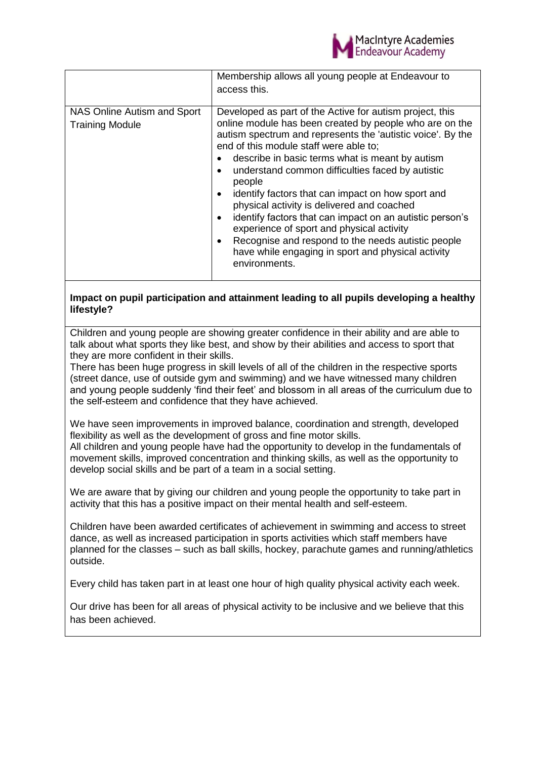| | |
|---|---|
| | Membership allows all young people at Endeavour to access this. |
| NAS Online Autism and Sport Training Module | Developed as part of the Active for autism project, this online module has been created by people who are on the autism spectrum and represents the 'autistic voice'. By the end of this module staff were able to; <br>• describe in basic terms what is meant by autism <br>• understand common difficulties faced by autistic people <br>• identify factors that can impact on how sport and physical activity is delivered and coached <br>• identify factors that can impact on an autistic person's experience of sport and physical activity <br>• Recognise and respond to the needs autistic people have while engaging in sport and physical activity environments. |

**Impact on pupil participation and attainment leading to all pupils developing a healthy lifestyle?**

Children and young people are showing greater confidence in their ability and are able to talk about what sports they like best, and show by their abilities and access to sport that they are more confident in their skills.
There has been huge progress in skill levels of all of the children in the respective sports (street dance, use of outside gym and swimming) and we have witnessed many children and young people suddenly 'find their feet' and blossom in all areas of the curriculum due to the self-esteem and confidence that they have achieved.

We have seen improvements in improved balance, coordination and strength, developed flexibility as well as the development of gross and fine motor skills.
All children and young people have had the opportunity to develop in the fundamentals of movement skills, improved concentration and thinking skills, as well as the opportunity to develop social skills and be part of a team in a social setting.

We are aware that by giving our children and young people the opportunity to take part in activity that this has a positive impact on their mental health and self-esteem.

Children have been awarded certificates of achievement in swimming and access to street dance, as well as increased participation in sports activities which staff members have planned for the classes – such as ball skills, hockey, parachute games and running/athletics outside.

Every child has taken part in at least one hour of high quality physical activity each week.

Our drive has been for all areas of physical activity to be inclusive and we believe that this has been achieved.